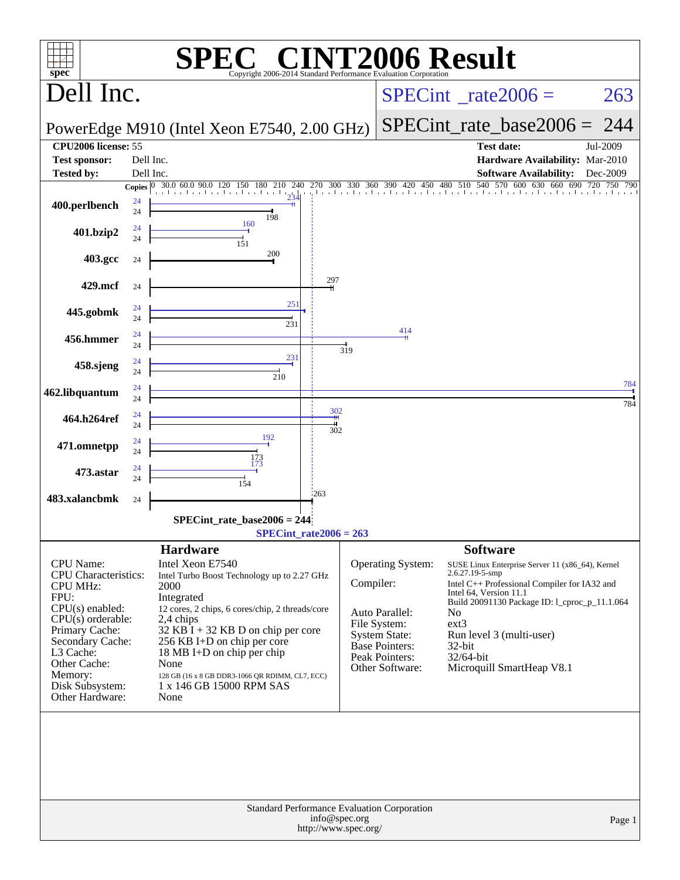# SPEC CINT2006 Result

Copyright 2006-2014 Standard Performance Evaluation Corporation

## Dell Inc.

PowerEdge M910 (Intel Xeon E7540, 2.00 GHz)

SPECint_rate2006 = 263

SPECint_rate_base2006 = 244

| | | | |
|---|---|---|---|
| **CPU2006 license:** | 55 | **Test date:** | Jul-2009 |
| **Test sponsor:** | Dell Inc. | **Hardware Availability:** | Mar-2010 |
| **Tested by:** | Dell Inc. | **Software Availability:** | Dec-2009 |

| Benchmark | Copies (peak) | Peak | Copies (base) | Base |
|---|---|---|---|---|
| 400.perlbench | 24 | 234 | 24 | 198 |
| 401.bzip2 | 24 | 160 | 24 | 151 |
| 403.gcc | | | 24 | 200 |
| 429.mcf | | | 24 | 297 |
| 445.gobmk | 24 | 251 | 24 | 231 |
| 456.hmmer | 24 | 414 | 24 | 319 |
| 458.sjeng | 24 | 231 | 24 | 210 |
| 462.libquantum | 24 | 784 | 24 | 784 |
| 464.h264ref | 24 | 302 | 24 | 302 |
| 471.omnetpp | 24 | 192 | 24 | 173 |
| 473.astar | 24 | 173 | 24 | 154 |
| 483.xalancbmk | | | 24 | 263 |

SPECint_rate_base2006 = 244

SPECint_rate2006 = 263

### Hardware

| | |
|---|---|
| CPU Name: | Intel Xeon E7540 |
| CPU Characteristics: | Intel Turbo Boost Technology up to 2.27 GHz |
| CPU MHz: | 2000 |
| FPU: | Integrated |
| CPU(s) enabled: | 12 cores, 2 chips, 6 cores/chip, 2 threads/core |
| CPU(s) orderable: | 2,4 chips |
| Primary Cache: | 32 KB I + 32 KB D on chip per core |
| Secondary Cache: | 256 KB I+D on chip per core |
| L3 Cache: | 18 MB I+D on chip per chip |
| Other Cache: | None |
| Memory: | 128 GB (16 x 8 GB DDR3-1066 QR RDIMM, CL7, ECC) |
| Disk Subsystem: | 1 x 146 GB 15000 RPM SAS |
| Other Hardware: | None |

### Software

| | |
|---|---|
| Operating System: | SUSE Linux Enterprise Server 11 (x86_64), Kernel 2.6.27.19-5-smp |
| Compiler: | Intel C++ Professional Compiler for IA32 and Intel 64, Version 11.1 Build 20091130 Package ID: l_cproc_p_11.1.064 |
| Auto Parallel: | No |
| File System: | ext3 |
| System State: | Run level 3 (multi-user) |
| Base Pointers: | 32-bit |
| Peak Pointers: | 32/64-bit |
| Other Software: | Microquill SmartHeap V8.1 |

Standard Performance Evaluation Corporation
info@spec.org
http://www.spec.org/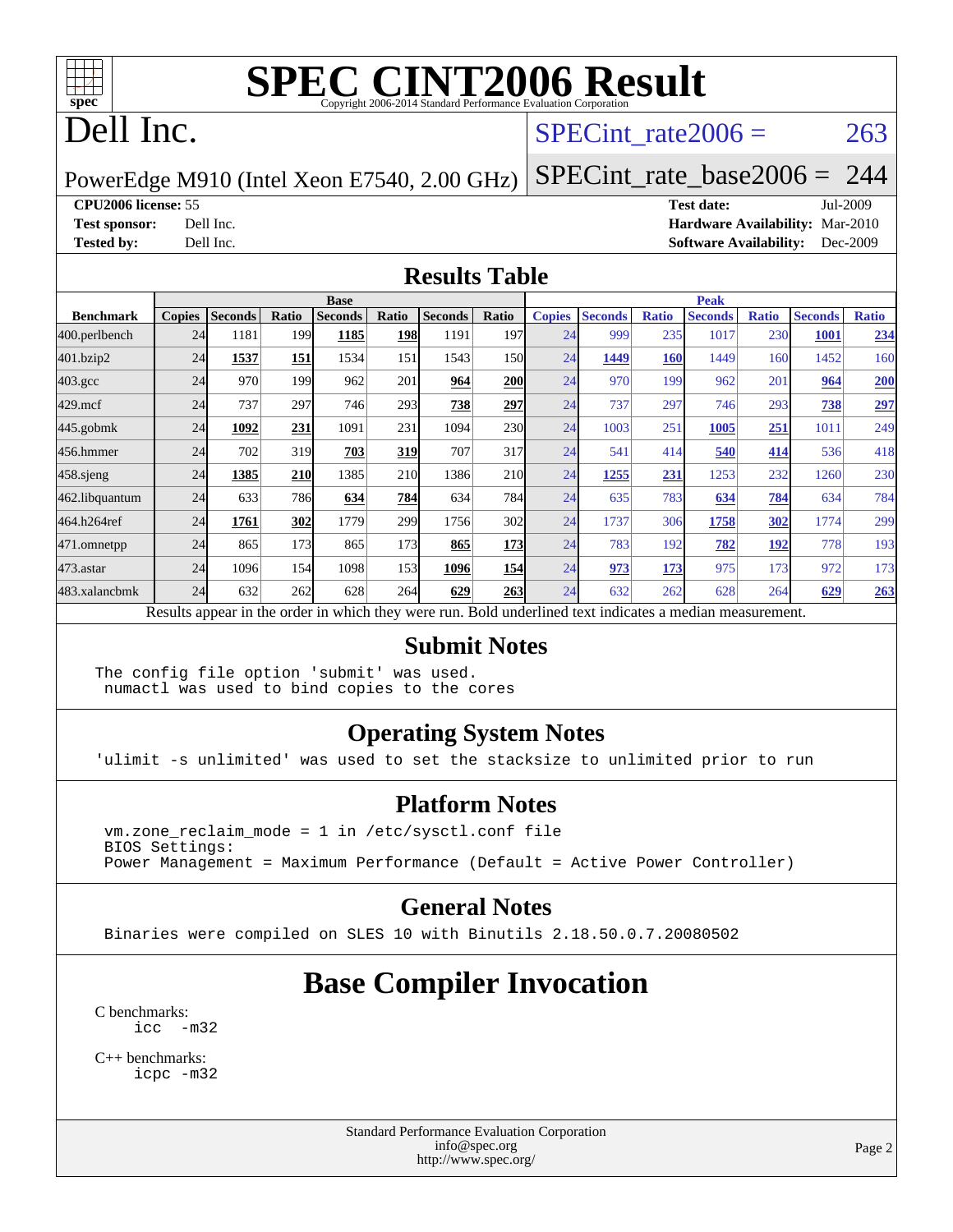# SPEC CINT2006 Result

Copyright 2006-2014 Standard Performance Evaluation Corporation

## Dell Inc.

PowerEdge M910 (Intel Xeon E7540, 2.00 GHz)

SPECint_rate2006 = 263

SPECint_rate_base2006 = 244

**CPU2006 license:** 55
**Test sponsor:** Dell Inc.
**Tested by:** Dell Inc.

**Test date:** Jul-2009
**Hardware Availability:** Mar-2010
**Software Availability:** Dec-2009

## Results Table

| | Base | | | | | | | Peak | | | | | | |
|---|---|---|---|---|---|---|---|---|---|---|---|---|---|---|
| **Benchmark** | **Copies** | **Seconds** | **Ratio** | **Seconds** | **Ratio** | **Seconds** | **Ratio** | **Copies** | **Seconds** | **Ratio** | **Seconds** | **Ratio** | **Seconds** | **Ratio** |
| 400.perlbench | 24 | 1181 | 199 | **1185** | **198** | 1191 | 197 | 24 | 999 | 235 | 1017 | 230 | **1001** | **234** |
| 401.bzip2 | 24 | **1537** | **151** | 1534 | 151 | 1543 | 150 | 24 | **1449** | **160** | 1449 | 160 | 1452 | 160 |
| 403.gcc | 24 | 970 | 199 | 962 | 201 | **964** | **200** | 24 | 970 | 199 | 962 | 201 | **964** | **200** |
| 429.mcf | 24 | 737 | 297 | 746 | 293 | **738** | **297** | 24 | 737 | 297 | 746 | 293 | **738** | **297** |
| 445.gobmk | 24 | **1092** | **231** | 1091 | 231 | 1094 | 230 | 24 | 1003 | 251 | **1005** | **251** | 1011 | 249 |
| 456.hmmer | 24 | 702 | 319 | **703** | **319** | 707 | 317 | 24 | 541 | 414 | **540** | **414** | 536 | 418 |
| 458.sjeng | 24 | **1385** | **210** | 1385 | 210 | 1386 | 210 | 24 | **1255** | **231** | 1253 | 232 | 1260 | 230 |
| 462.libquantum | 24 | 633 | 786 | **634** | **784** | 634 | 784 | 24 | 635 | 783 | **634** | **784** | 634 | 784 |
| 464.h264ref | 24 | **1761** | **302** | 1779 | 299 | 1756 | 302 | 24 | 1737 | 306 | **1758** | **302** | 1774 | 299 |
| 471.omnetpp | 24 | 865 | 173 | 865 | 173 | **865** | **173** | 24 | 783 | 192 | **782** | **192** | 778 | 193 |
| 473.astar | 24 | 1096 | 154 | 1098 | 153 | **1096** | **154** | 24 | **973** | **173** | 975 | 173 | 972 | 173 |
| 483.xalancbmk | 24 | 632 | 262 | 628 | 264 | **629** | **263** | 24 | 632 | 262 | 628 | 264 | **629** | **263** |

Results appear in the order in which they were run. Bold underlined text indicates a median measurement.

## Submit Notes

```
The config file option 'submit' was used.
 numactl was used to bind copies to the cores
```

## Operating System Notes

```
'ulimit -s unlimited' was used to set the stacksize to unlimited prior to run
```

## Platform Notes

```
vm.zone_reclaim_mode = 1 in /etc/sysctl.conf file
BIOS Settings:
Power Management = Maximum Performance (Default = Active Power Controller)
```

## General Notes

```
Binaries were compiled on SLES 10 with Binutils 2.18.50.0.7.20080502
```

## Base Compiler Invocation

C benchmarks:
```
icc  -m32
```

C++ benchmarks:
```
icpc -m32
```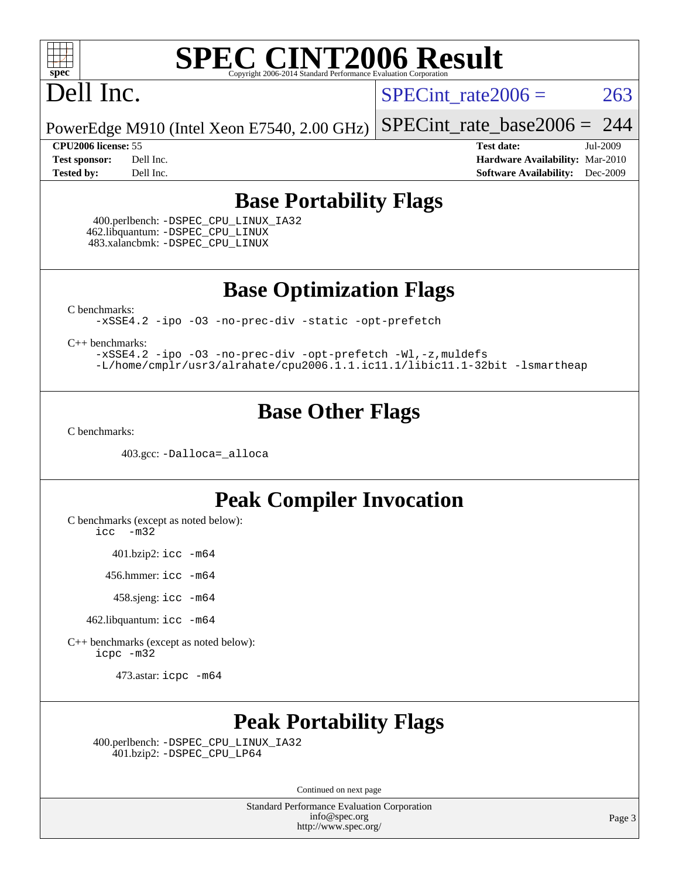# SPEC CINT2006 Result

Copyright 2006-2014 Standard Performance Evaluation Corporation

## Dell Inc.

PowerEdge M910 (Intel Xeon E7540, 2.00 GHz)

SPECint_rate2006 = 263

SPECint_rate_base2006 = 244

**CPU2006 license:** 55
**Test sponsor:** Dell Inc.
**Tested by:** Dell Inc.

**Test date:** Jul-2009
**Hardware Availability:** Mar-2010
**Software Availability:** Dec-2009

## Base Portability Flags

400.perlbench: -DSPEC_CPU_LINUX_IA32
462.libquantum: -DSPEC_CPU_LINUX
483.xalancbmk: -DSPEC_CPU_LINUX

## Base Optimization Flags

C benchmarks:
```
-xSSE4.2 -ipo -O3 -no-prec-div -static -opt-prefetch
```

C++ benchmarks:
```
-xSSE4.2 -ipo -O3 -no-prec-div -opt-prefetch -Wl,-z,muldefs
-L/home/cmplr/usr3/alrahate/cpu2006.1.1.ic11.1/libic11.1-32bit -lsmartheap
```

## Base Other Flags

C benchmarks:

403.gcc: -Dalloca=_alloca

## Peak Compiler Invocation

C benchmarks (except as noted below):
icc -m32

401.bzip2: icc -m64

456.hmmer: icc -m64

458.sjeng: icc -m64

462.libquantum: icc -m64

C++ benchmarks (except as noted below):
icpc -m32

473.astar: icpc -m64

## Peak Portability Flags

400.perlbench: -DSPEC_CPU_LINUX_IA32
401.bzip2: -DSPEC_CPU_LP64

Continued on next page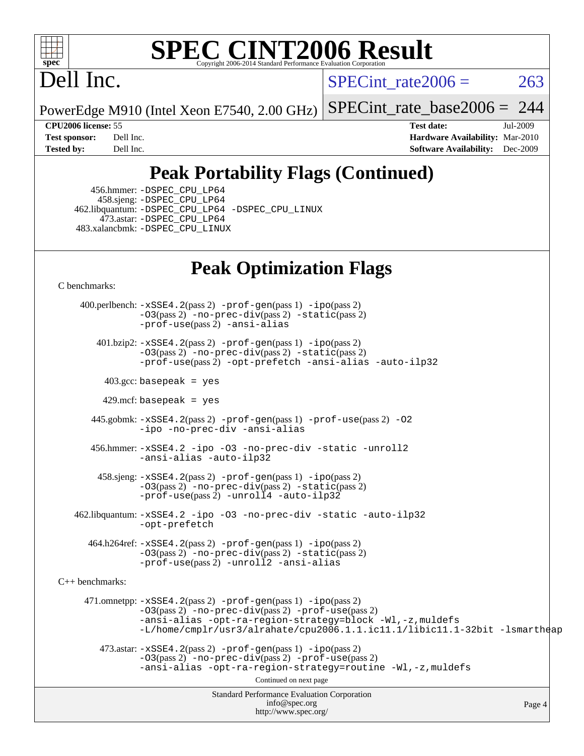# SPEC CINT2006 Result

Copyright 2006-2014 Standard Performance Evaluation Corporation

# Dell Inc.

PowerEdge M910 (Intel Xeon E7540, 2.00 GHz)

SPECint_rate2006 = 263

SPECint_rate_base2006 = 244

| | | | |
|---|---|---|---|
| **CPU2006 license:** | 55 | **Test date:** | Jul-2009 |
| **Test sponsor:** | Dell Inc. | **Hardware Availability:** | Mar-2010 |
| **Tested by:** | Dell Inc. | **Software Availability:** | Dec-2009 |

## Peak Portability Flags (Continued)

456.hmmer: -DSPEC_CPU_LP64
458.sjeng: -DSPEC_CPU_LP64
462.libquantum: -DSPEC_CPU_LP64 -DSPEC_CPU_LINUX
473.astar: -DSPEC_CPU_LP64
483.xalancbmk: -DSPEC_CPU_LINUX

## Peak Optimization Flags

C benchmarks:

400.perlbench: -xSSE4.2(pass 2) -prof-gen(pass 1) -ipo(pass 2) -O3(pass 2) -no-prec-div(pass 2) -static(pass 2) -prof-use(pass 2) -ansi-alias

401.bzip2: -xSSE4.2(pass 2) -prof-gen(pass 1) -ipo(pass 2) -O3(pass 2) -no-prec-div(pass 2) -static(pass 2) -prof-use(pass 2) -opt-prefetch -ansi-alias -auto-ilp32

403.gcc: basepeak = yes

429.mcf: basepeak = yes

445.gobmk: -xSSE4.2(pass 2) -prof-gen(pass 1) -prof-use(pass 2) -O2 -ipo -no-prec-div -ansi-alias

456.hmmer: -xSSE4.2 -ipo -O3 -no-prec-div -static -unroll2 -ansi-alias -auto-ilp32

458.sjeng: -xSSE4.2(pass 2) -prof-gen(pass 1) -ipo(pass 2) -O3(pass 2) -no-prec-div(pass 2) -static(pass 2) -prof-use(pass 2) -unroll4 -auto-ilp32

462.libquantum: -xSSE4.2 -ipo -O3 -no-prec-div -static -auto-ilp32 -opt-prefetch

464.h264ref: -xSSE4.2(pass 2) -prof-gen(pass 1) -ipo(pass 2) -O3(pass 2) -no-prec-div(pass 2) -static(pass 2) -prof-use(pass 2) -unroll2 -ansi-alias

C++ benchmarks:

471.omnetpp: -xSSE4.2(pass 2) -prof-gen(pass 1) -ipo(pass 2) -O3(pass 2) -no-prec-div(pass 2) -prof-use(pass 2) -ansi-alias -opt-ra-region-strategy=block -Wl,-z,muldefs -L/home/cmplr/usr3/alrahate/cpu2006.1.1.ic11.1/libic11.1-32bit -lsmartheap

473.astar: -xSSE4.2(pass 2) -prof-gen(pass 1) -ipo(pass 2) -O3(pass 2) -no-prec-div(pass 2) -prof-use(pass 2) -ansi-alias -opt-ra-region-strategy=routine -Wl,-z,muldefs

Continued on next page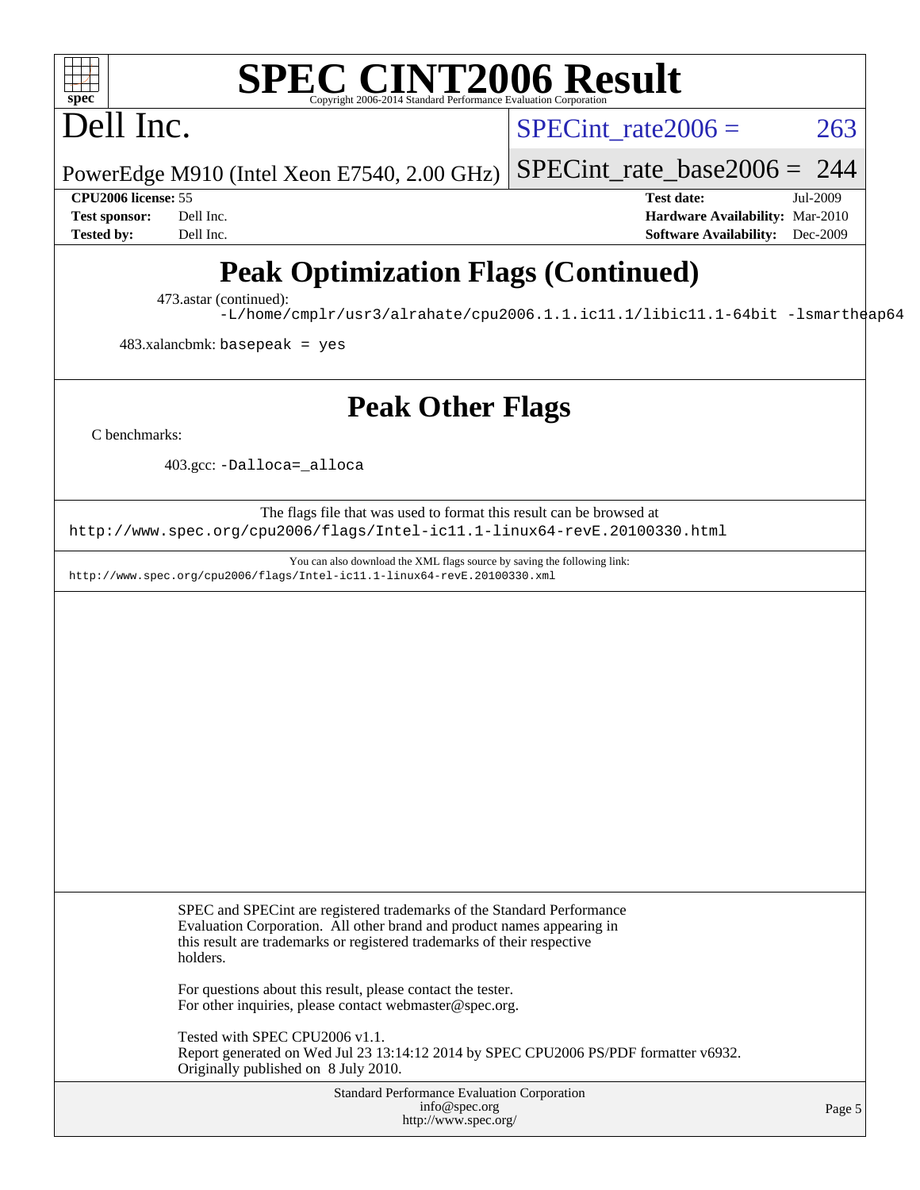# SPEC CINT2006 Result

Copyright 2006-2014 Standard Performance Evaluation Corporation

Dell Inc.

PowerEdge M910 (Intel Xeon E7540, 2.00 GHz)

SPECint_rate2006 = 263

SPECint_rate_base2006 = 244

**CPU2006 license:** 55
**Test sponsor:** Dell Inc.
**Tested by:** Dell Inc.

**Test date:** Jul-2009
**Hardware Availability:** Mar-2010
**Software Availability:** Dec-2009

## Peak Optimization Flags (Continued)

473.astar (continued):
-L/home/cmplr/usr3/alrahate/cpu2006.1.1.ic11.1/libic11.1-64bit -lsmartheap64

483.xalancbmk: basepeak = yes

## Peak Other Flags

C benchmarks:

403.gcc: -Dalloca=_alloca

The flags file that was used to format this result can be browsed at
http://www.spec.org/cpu2006/flags/Intel-ic11.1-linux64-revE.20100330.html

You can also download the XML flags source by saving the following link:
http://www.spec.org/cpu2006/flags/Intel-ic11.1-linux64-revE.20100330.xml

SPEC and SPECint are registered trademarks of the Standard Performance Evaluation Corporation. All other brand and product names appearing in this result are trademarks or registered trademarks of their respective holders.

For questions about this result, please contact the tester.
For other inquiries, please contact webmaster@spec.org.

Tested with SPEC CPU2006 v1.1.
Report generated on Wed Jul 23 13:14:12 2014 by SPEC CPU2006 PS/PDF formatter v6932.
Originally published on 8 July 2010.

Standard Performance Evaluation Corporation
info@spec.org
http://www.spec.org/